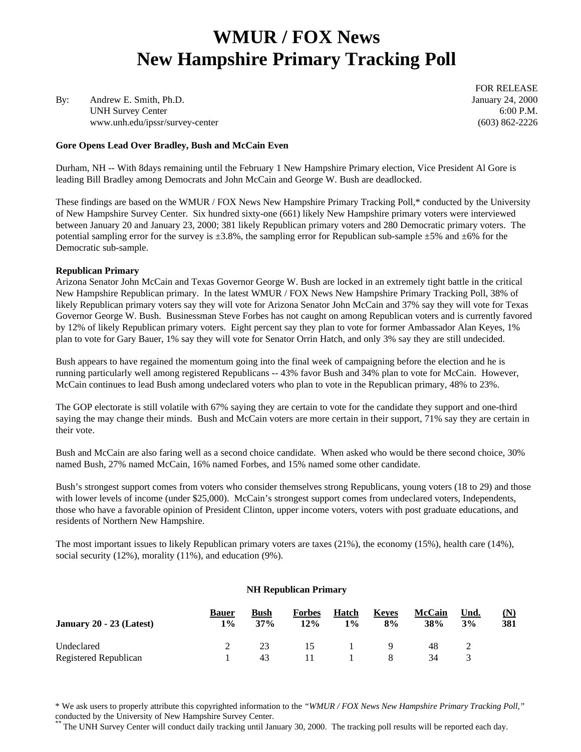# WMUR / FOX News
# New Hampshire Primary Tracking Poll

FOR RELEASE
January 24, 2000
6:00 P.M.
(603) 862-2226

By: Andrew E. Smith, Ph.D.
UNH Survey Center
www.unh.edu/ipssr/survey-center

**Gore Opens Lead Over Bradley, Bush and McCain Even**

Durham, NH -- With 8days remaining until the February 1 New Hampshire Primary election, Vice President Al Gore is leading Bill Bradley among Democrats and John McCain and George W. Bush are deadlocked.

These findings are based on the WMUR / FOX News New Hampshire Primary Tracking Poll,* conducted by the University of New Hampshire Survey Center. Six hundred sixty-one (661) likely New Hampshire primary voters were interviewed between January 20 and January 23, 2000; 381 likely Republican primary voters and 280 Democratic primary voters. The potential sampling error for the survey is ±3.8%, the sampling error for Republican sub-sample ±5% and ±6% for the Democratic sub-sample.

**Republican Primary**

Arizona Senator John McCain and Texas Governor George W. Bush are locked in an extremely tight battle in the critical New Hampshire Republican primary. In the latest WMUR / FOX News New Hampshire Primary Tracking Poll, 38% of likely Republican primary voters say they will vote for Arizona Senator John McCain and 37% say they will vote for Texas Governor George W. Bush. Businessman Steve Forbes has not caught on among Republican voters and is currently favored by 12% of likely Republican primary voters. Eight percent say they plan to vote for former Ambassador Alan Keyes, 1% plan to vote for Gary Bauer, 1% say they will vote for Senator Orrin Hatch, and only 3% say they are still undecided.

Bush appears to have regained the momentum going into the final week of campaigning before the election and he is running particularly well among registered Republicans -- 43% favor Bush and 34% plan to vote for McCain. However, McCain continues to lead Bush among undeclared voters who plan to vote in the Republican primary, 48% to 23%.

The GOP electorate is still volatile with 67% saying they are certain to vote for the candidate they support and one-third saying the may change their minds. Bush and McCain voters are more certain in their support, 71% say they are certain in their vote.

Bush and McCain are also faring well as a second choice candidate. When asked who would be there second choice, 30% named Bush, 27% named McCain, 16% named Forbes, and 15% named some other candidate.

Bush's strongest support comes from voters who consider themselves strong Republicans, young voters (18 to 29) and those with lower levels of income (under $25,000). McCain's strongest support comes from undeclared voters, Independents, those who have a favorable opinion of President Clinton, upper income voters, voters with post graduate educations, and residents of Northern New Hampshire.

The most important issues to likely Republican primary voters are taxes (21%), the economy (15%), health care (14%), social security (12%), morality (11%), and education (9%).

**NH Republican Primary**

| | Bauer | Bush | Forbes | Hatch | Keyes | McCain | Und. | (N) |
|---|---|---|---|---|---|---|---|---|
| **January 20 - 23 (Latest)** | **1%** | **37%** | **12%** | **1%** | **8%** | **38%** | **3%** | **381** |
| Undeclared | 2 | 23 | 15 | 1 | 9 | 48 | 2 | |
| Registered Republican | 1 | 43 | 11 | 1 | 8 | 34 | 3 | |

\* We ask users to properly attribute this copyrighted information to the *"WMUR / FOX News New Hampshire Primary Tracking Poll,"* conducted by the University of New Hampshire Survey Center.

\*\* The UNH Survey Center will conduct daily tracking until January 30, 2000. The tracking poll results will be reported each day.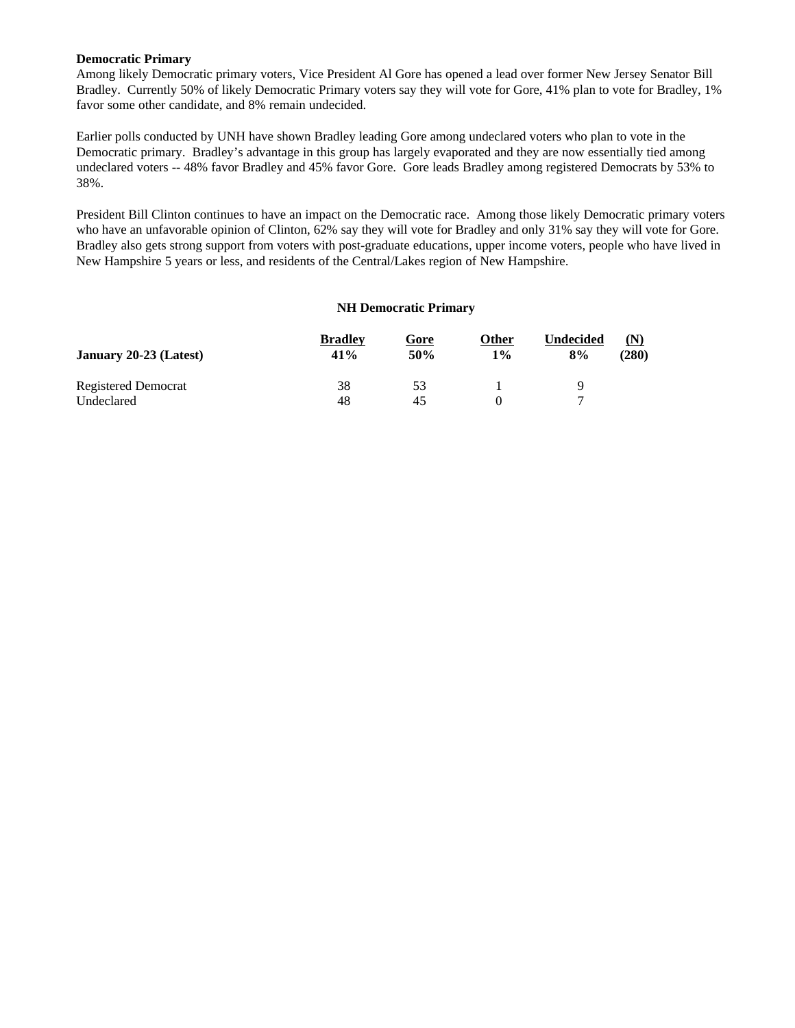**Democratic Primary**

Among likely Democratic primary voters, Vice President Al Gore has opened a lead over former New Jersey Senator Bill Bradley. Currently 50% of likely Democratic Primary voters say they will vote for Gore, 41% plan to vote for Bradley, 1% favor some other candidate, and 8% remain undecided.

Earlier polls conducted by UNH have shown Bradley leading Gore among undeclared voters who plan to vote in the Democratic primary. Bradley's advantage in this group has largely evaporated and they are now essentially tied among undeclared voters -- 48% favor Bradley and 45% favor Gore. Gore leads Bradley among registered Democrats by 53% to 38%.

President Bill Clinton continues to have an impact on the Democratic race. Among those likely Democratic primary voters who have an unfavorable opinion of Clinton, 62% say they will vote for Bradley and only 31% say they will vote for Gore. Bradley also gets strong support from voters with post-graduate educations, upper income voters, people who have lived in New Hampshire 5 years or less, and residents of the Central/Lakes region of New Hampshire.

**NH Democratic Primary**

| | Bradley | Gore | Other | Undecided | (N) |
|---|---|---|---|---|---|
| **January 20-23 (Latest)** | **41%** | **50%** | **1%** | **8%** | **(280)** |
| Registered Democrat | 38 | 53 | 1 | 9 | |
| Undeclared | 48 | 45 | 0 | 7 | |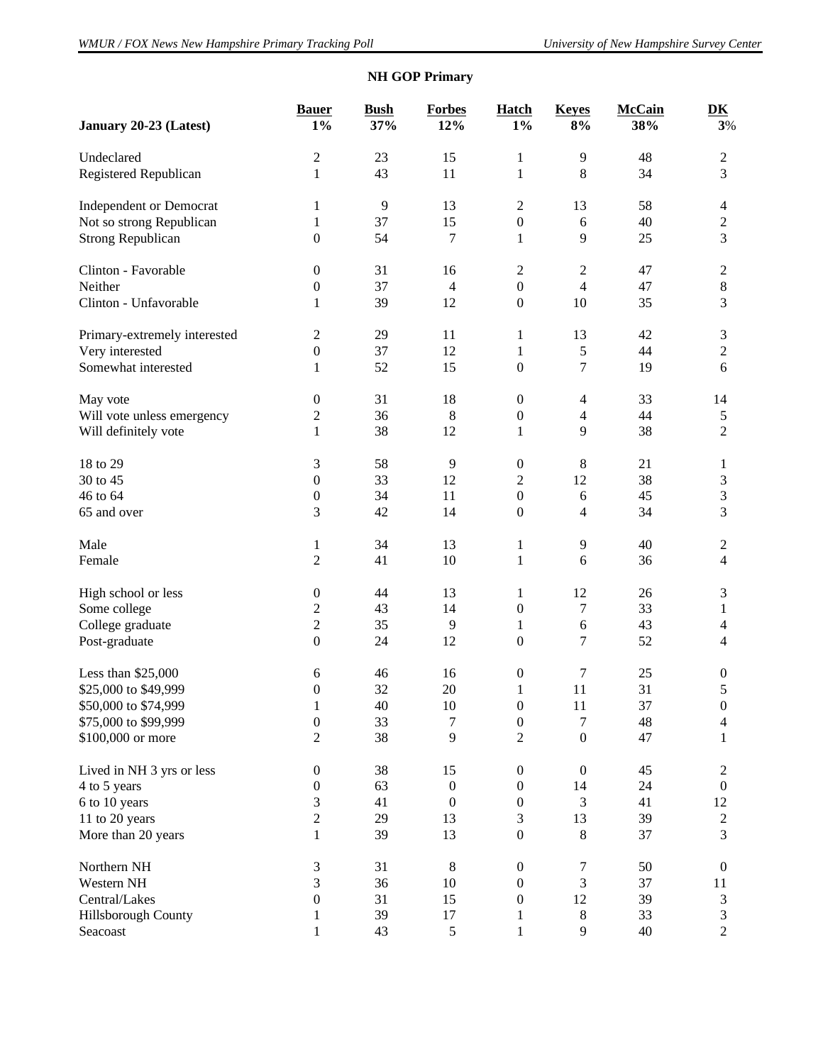## NH GOP Primary

| January 20-23 (Latest) | Bauer 1% | Bush 37% | Forbes 12% | Hatch 1% | Keyes 8% | McCain 38% | DK 3% |
|---|---|---|---|---|---|---|---|
| Undeclared | 2 | 23 | 15 | 1 | 9 | 48 | 2 |
| Registered Republican | 1 | 43 | 11 | 1 | 8 | 34 | 3 |
| Independent or Democrat | 1 | 9 | 13 | 2 | 13 | 58 | 4 |
| Not so strong Republican | 1 | 37 | 15 | 0 | 6 | 40 | 2 |
| Strong Republican | 0 | 54 | 7 | 1 | 9 | 25 | 3 |
| Clinton - Favorable | 0 | 31 | 16 | 2 | 2 | 47 | 2 |
| Neither | 0 | 37 | 4 | 0 | 4 | 47 | 8 |
| Clinton - Unfavorable | 1 | 39 | 12 | 0 | 10 | 35 | 3 |
| Primary-extremely interested | 2 | 29 | 11 | 1 | 13 | 42 | 3 |
| Very interested | 0 | 37 | 12 | 1 | 5 | 44 | 2 |
| Somewhat interested | 1 | 52 | 15 | 0 | 7 | 19 | 6 |
| May vote | 0 | 31 | 18 | 0 | 4 | 33 | 14 |
| Will vote unless emergency | 2 | 36 | 8 | 0 | 4 | 44 | 5 |
| Will definitely vote | 1 | 38 | 12 | 1 | 9 | 38 | 2 |
| 18 to 29 | 3 | 58 | 9 | 0 | 8 | 21 | 1 |
| 30 to 45 | 0 | 33 | 12 | 2 | 12 | 38 | 3 |
| 46 to 64 | 0 | 34 | 11 | 0 | 6 | 45 | 3 |
| 65 and over | 3 | 42 | 14 | 0 | 4 | 34 | 3 |
| Male | 1 | 34 | 13 | 1 | 9 | 40 | 2 |
| Female | 2 | 41 | 10 | 1 | 6 | 36 | 4 |
| High school or less | 0 | 44 | 13 | 1 | 12 | 26 | 3 |
| Some college | 2 | 43 | 14 | 0 | 7 | 33 | 1 |
| College graduate | 2 | 35 | 9 | 1 | 6 | 43 | 4 |
| Post-graduate | 0 | 24 | 12 | 0 | 7 | 52 | 4 |
| Less than $25,000 | 6 | 46 | 16 | 0 | 7 | 25 | 0 |
| $25,000 to $49,999 | 0 | 32 | 20 | 1 | 11 | 31 | 5 |
| $50,000 to $74,999 | 1 | 40 | 10 | 0 | 11 | 37 | 0 |
| $75,000 to $99,999 | 0 | 33 | 7 | 0 | 7 | 48 | 4 |
| $100,000 or more | 2 | 38 | 9 | 2 | 0 | 47 | 1 |
| Lived in NH 3 yrs or less | 0 | 38 | 15 | 0 | 0 | 45 | 2 |
| 4 to 5 years | 0 | 63 | 0 | 0 | 14 | 24 | 0 |
| 6 to 10 years | 3 | 41 | 0 | 0 | 3 | 41 | 12 |
| 11 to 20 years | 2 | 29 | 13 | 3 | 13 | 39 | 2 |
| More than 20 years | 1 | 39 | 13 | 0 | 8 | 37 | 3 |
| Northern NH | 3 | 31 | 8 | 0 | 7 | 50 | 0 |
| Western NH | 3 | 36 | 10 | 0 | 3 | 37 | 11 |
| Central/Lakes | 0 | 31 | 15 | 0 | 12 | 39 | 3 |
| Hillsborough County | 1 | 39 | 17 | 1 | 8 | 33 | 3 |
| Seacoast | 1 | 43 | 5 | 1 | 9 | 40 | 2 |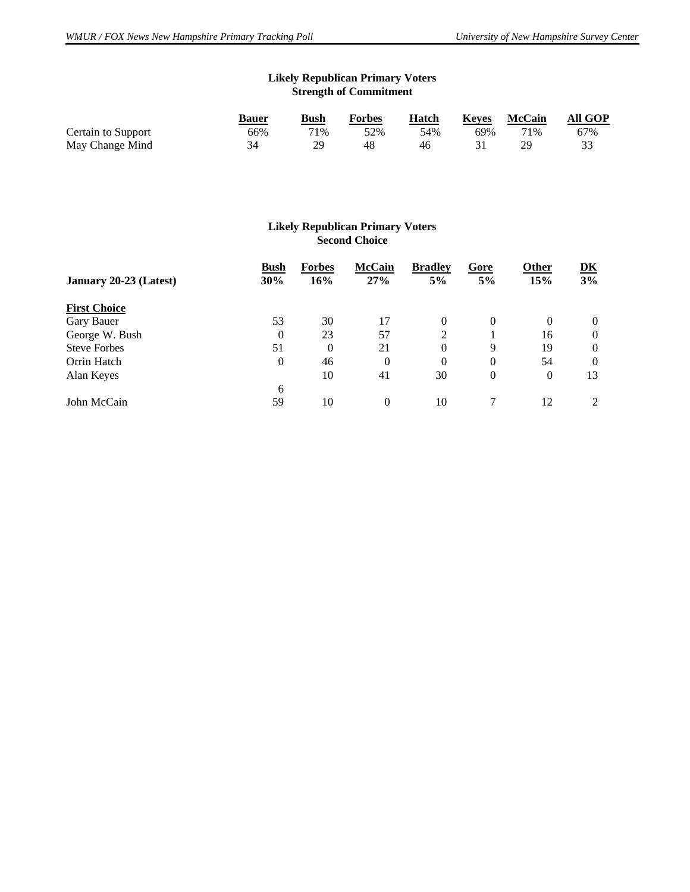### Likely Republican Primary Voters
### Strength of Commitment

| | Bauer | Bush | Forbes | Hatch | Keyes | McCain | All GOP |
|---|---|---|---|---|---|---|---|
| Certain to Support | 66% | 71% | 52% | 54% | 69% | 71% | 67% |
| May Change Mind | 34 | 29 | 48 | 46 | 31 | 29 | 33 |

### Likely Republican Primary Voters
### Second Choice

| **January 20-23 (Latest)** | Bush 30% | Forbes 16% | McCain 27% | Bradley 5% | Gore 5% | Other 15% | DK 3% |
|---|---|---|---|---|---|---|---|
| **First Choice** | | | | | | | |
| Gary Bauer | 53 | 30 | 17 | 0 | 0 | 0 | 0 |
| George W. Bush | 0 | 23 | 57 | 2 | 1 | 16 | 0 |
| Steve Forbes | 51 | 0 | 21 | 0 | 9 | 19 | 0 |
| Orrin Hatch | 0 | 46 | 0 | 0 | 0 | 54 | 0 |
| Alan Keyes | 6 | 10 | 41 | 30 | 0 | 0 | 13 |
| John McCain | 59 | 10 | 0 | 10 | 7 | 12 | 2 |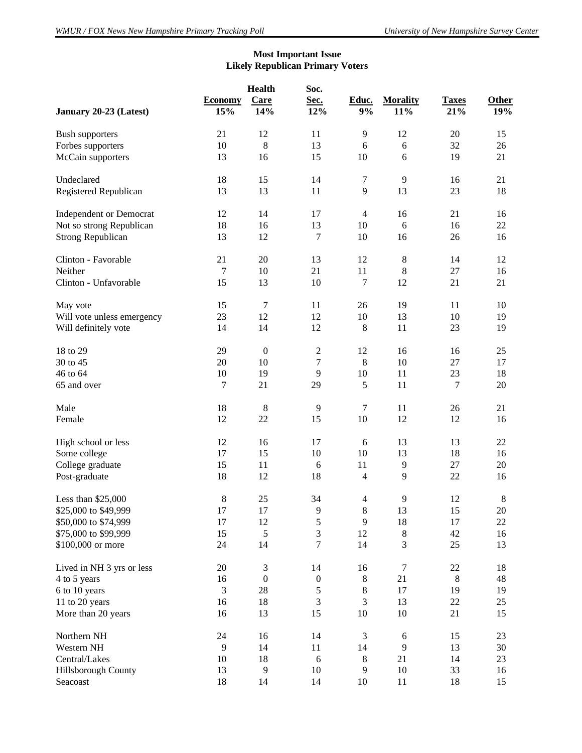## Most Important Issue
### Likely Republican Primary Voters

| January 20-23 (Latest) | Economy 15% | Health Care 14% | Soc. Sec. 12% | Educ. 9% | Morality 11% | Taxes 21% | Other 19% |
|---|---|---|---|---|---|---|---|
| Bush supporters | 21 | 12 | 11 | 9 | 12 | 20 | 15 |
| Forbes supporters | 10 | 8 | 13 | 6 | 6 | 32 | 26 |
| McCain supporters | 13 | 16 | 15 | 10 | 6 | 19 | 21 |
| Undeclared | 18 | 15 | 14 | 7 | 9 | 16 | 21 |
| Registered Republican | 13 | 13 | 11 | 9 | 13 | 23 | 18 |
| Independent or Democrat | 12 | 14 | 17 | 4 | 16 | 21 | 16 |
| Not so strong Republican | 18 | 16 | 13 | 10 | 6 | 16 | 22 |
| Strong Republican | 13 | 12 | 7 | 10 | 16 | 26 | 16 |
| Clinton - Favorable | 21 | 20 | 13 | 12 | 8 | 14 | 12 |
| Neither | 7 | 10 | 21 | 11 | 8 | 27 | 16 |
| Clinton - Unfavorable | 15 | 13 | 10 | 7 | 12 | 21 | 21 |
| May vote | 15 | 7 | 11 | 26 | 19 | 11 | 10 |
| Will vote unless emergency | 23 | 12 | 12 | 10 | 13 | 10 | 19 |
| Will definitely vote | 14 | 14 | 12 | 8 | 11 | 23 | 19 |
| 18 to 29 | 29 | 0 | 2 | 12 | 16 | 16 | 25 |
| 30 to 45 | 20 | 10 | 7 | 8 | 10 | 27 | 17 |
| 46 to 64 | 10 | 19 | 9 | 10 | 11 | 23 | 18 |
| 65 and over | 7 | 21 | 29 | 5 | 11 | 7 | 20 |
| Male | 18 | 8 | 9 | 7 | 11 | 26 | 21 |
| Female | 12 | 22 | 15 | 10 | 12 | 12 | 16 |
| High school or less | 12 | 16 | 17 | 6 | 13 | 13 | 22 |
| Some college | 17 | 15 | 10 | 10 | 13 | 18 | 16 |
| College graduate | 15 | 11 | 6 | 11 | 9 | 27 | 20 |
| Post-graduate | 18 | 12 | 18 | 4 | 9 | 22 | 16 |
| Less than $25,000 | 8 | 25 | 34 | 4 | 9 | 12 | 8 |
| $25,000 to $49,999 | 17 | 17 | 9 | 8 | 13 | 15 | 20 |
| $50,000 to $74,999 | 17 | 12 | 5 | 9 | 18 | 17 | 22 |
| $75,000 to $99,999 | 15 | 5 | 3 | 12 | 8 | 42 | 16 |
| $100,000 or more | 24 | 14 | 7 | 14 | 3 | 25 | 13 |
| Lived in NH 3 yrs or less | 20 | 3 | 14 | 16 | 7 | 22 | 18 |
| 4 to 5 years | 16 | 0 | 0 | 8 | 21 | 8 | 48 |
| 6 to 10 years | 3 | 28 | 5 | 8 | 17 | 19 | 19 |
| 11 to 20 years | 16 | 18 | 3 | 3 | 13 | 22 | 25 |
| More than 20 years | 16 | 13 | 15 | 10 | 10 | 21 | 15 |
| Northern NH | 24 | 16 | 14 | 3 | 6 | 15 | 23 |
| Western NH | 9 | 14 | 11 | 14 | 9 | 13 | 30 |
| Central/Lakes | 10 | 18 | 6 | 8 | 21 | 14 | 23 |
| Hillsborough County | 13 | 9 | 10 | 9 | 10 | 33 | 16 |
| Seacoast | 18 | 14 | 14 | 10 | 11 | 18 | 15 |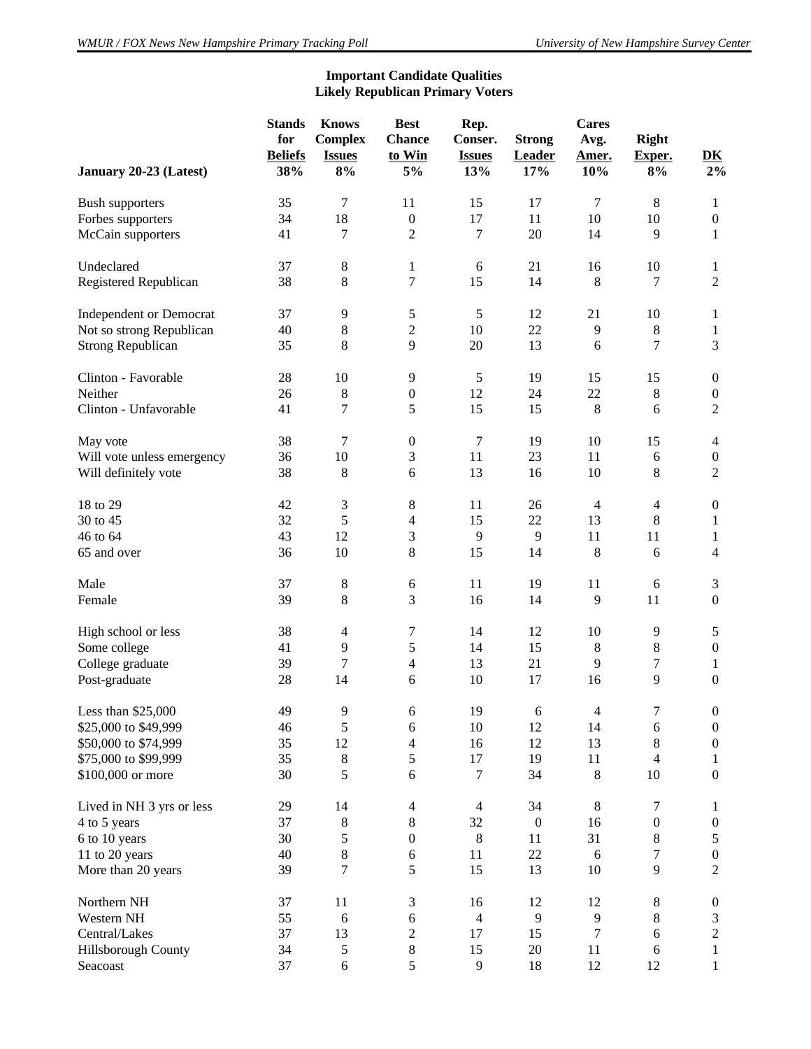## Important Candidate Qualities
## Likely Republican Primary Voters

| January 20-23 (Latest) | Stands for Beliefs 38% | Knows Complex Issues 8% | Best Chance to Win 5% | Rep. Conser. Issues 13% | Strong Leader 17% | Cares Avg. Amer. 10% | Right Exper. 8% | DK 2% |
|---|---|---|---|---|---|---|---|---|
| Bush supporters | 35 | 7 | 11 | 15 | 17 | 7 | 8 | 1 |
| Forbes supporters | 34 | 18 | 0 | 17 | 11 | 10 | 10 | 0 |
| McCain supporters | 41 | 7 | 2 | 7 | 20 | 14 | 9 | 1 |
| Undeclared | 37 | 8 | 1 | 6 | 21 | 16 | 10 | 1 |
| Registered Republican | 38 | 8 | 7 | 15 | 14 | 8 | 7 | 2 |
| Independent or Democrat | 37 | 9 | 5 | 5 | 12 | 21 | 10 | 1 |
| Not so strong Republican | 40 | 8 | 2 | 10 | 22 | 9 | 8 | 1 |
| Strong Republican | 35 | 8 | 9 | 20 | 13 | 6 | 7 | 3 |
| Clinton - Favorable | 28 | 10 | 9 | 5 | 19 | 15 | 15 | 0 |
| Neither | 26 | 8 | 0 | 12 | 24 | 22 | 8 | 0 |
| Clinton - Unfavorable | 41 | 7 | 5 | 15 | 15 | 8 | 6 | 2 |
| May vote | 38 | 7 | 0 | 7 | 19 | 10 | 15 | 4 |
| Will vote unless emergency | 36 | 10 | 3 | 11 | 23 | 11 | 6 | 0 |
| Will definitely vote | 38 | 8 | 6 | 13 | 16 | 10 | 8 | 2 |
| 18 to 29 | 42 | 3 | 8 | 11 | 26 | 4 | 4 | 0 |
| 30 to 45 | 32 | 5 | 4 | 15 | 22 | 13 | 8 | 1 |
| 46 to 64 | 43 | 12 | 3 | 9 | 9 | 11 | 11 | 1 |
| 65 and over | 36 | 10 | 8 | 15 | 14 | 8 | 6 | 4 |
| Male | 37 | 8 | 6 | 11 | 19 | 11 | 6 | 3 |
| Female | 39 | 8 | 3 | 16 | 14 | 9 | 11 | 0 |
| High school or less | 38 | 4 | 7 | 14 | 12 | 10 | 9 | 5 |
| Some college | 41 | 9 | 5 | 14 | 15 | 8 | 8 | 0 |
| College graduate | 39 | 7 | 4 | 13 | 21 | 9 | 7 | 1 |
| Post-graduate | 28 | 14 | 6 | 10 | 17 | 16 | 9 | 0 |
| Less than $25,000 | 49 | 9 | 6 | 19 | 6 | 4 | 7 | 0 |
| $25,000 to $49,999 | 46 | 5 | 6 | 10 | 12 | 14 | 6 | 0 |
| $50,000 to $74,999 | 35 | 12 | 4 | 16 | 12 | 13 | 8 | 0 |
| $75,000 to $99,999 | 35 | 8 | 5 | 17 | 19 | 11 | 4 | 1 |
| $100,000 or more | 30 | 5 | 6 | 7 | 34 | 8 | 10 | 0 |
| Lived in NH 3 yrs or less | 29 | 14 | 4 | 4 | 34 | 8 | 7 | 1 |
| 4 to 5 years | 37 | 8 | 8 | 32 | 0 | 16 | 0 | 0 |
| 6 to 10 years | 30 | 5 | 0 | 8 | 11 | 31 | 8 | 5 |
| 11 to 20 years | 40 | 8 | 6 | 11 | 22 | 6 | 7 | 0 |
| More than 20 years | 39 | 7 | 5 | 15 | 13 | 10 | 9 | 2 |
| Northern NH | 37 | 11 | 3 | 16 | 12 | 12 | 8 | 0 |
| Western NH | 55 | 6 | 6 | 4 | 9 | 9 | 8 | 3 |
| Central/Lakes | 37 | 13 | 2 | 17 | 15 | 7 | 6 | 2 |
| Hillsborough County | 34 | 5 | 8 | 15 | 20 | 11 | 6 | 1 |
| Seacoast | 37 | 6 | 5 | 9 | 18 | 12 | 12 | 1 |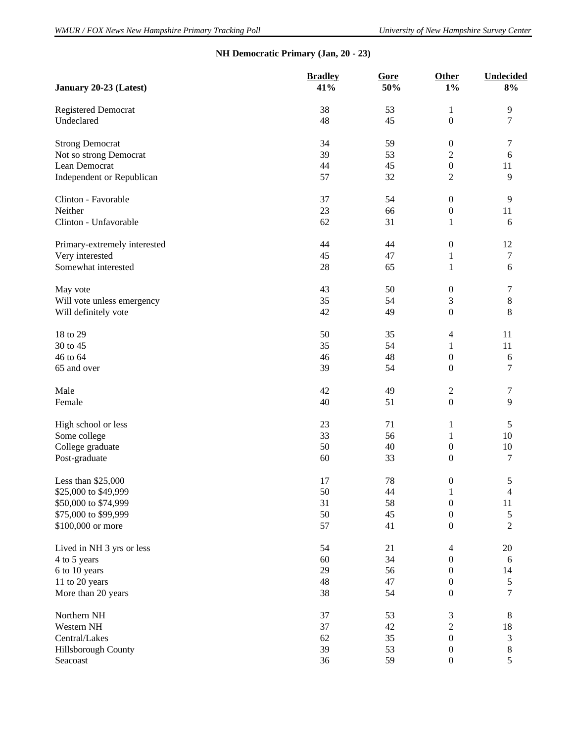## NH Democratic Primary (Jan, 20 - 23)

| January 20-23 (Latest) | Bradley 41% | Gore 50% | Other 1% | Undecided 8% |
|---|---|---|---|---|
| Registered Democrat | 38 | 53 | 1 | 9 |
| Undeclared | 48 | 45 | 0 | 7 |
| Strong Democrat | 34 | 59 | 0 | 7 |
| Not so strong Democrat | 39 | 53 | 2 | 6 |
| Lean Democrat | 44 | 45 | 0 | 11 |
| Independent or Republican | 57 | 32 | 2 | 9 |
| Clinton - Favorable | 37 | 54 | 0 | 9 |
| Neither | 23 | 66 | 0 | 11 |
| Clinton - Unfavorable | 62 | 31 | 1 | 6 |
| Primary-extremely interested | 44 | 44 | 0 | 12 |
| Very interested | 45 | 47 | 1 | 7 |
| Somewhat interested | 28 | 65 | 1 | 6 |
| May vote | 43 | 50 | 0 | 7 |
| Will vote unless emergency | 35 | 54 | 3 | 8 |
| Will definitely vote | 42 | 49 | 0 | 8 |
| 18 to 29 | 50 | 35 | 4 | 11 |
| 30 to 45 | 35 | 54 | 1 | 11 |
| 46 to 64 | 46 | 48 | 0 | 6 |
| 65 and over | 39 | 54 | 0 | 7 |
| Male | 42 | 49 | 2 | 7 |
| Female | 40 | 51 | 0 | 9 |
| High school or less | 23 | 71 | 1 | 5 |
| Some college | 33 | 56 | 1 | 10 |
| College graduate | 50 | 40 | 0 | 10 |
| Post-graduate | 60 | 33 | 0 | 7 |
| Less than $25,000 | 17 | 78 | 0 | 5 |
| $25,000 to $49,999 | 50 | 44 | 1 | 4 |
| $50,000 to $74,999 | 31 | 58 | 0 | 11 |
| $75,000 to $99,999 | 50 | 45 | 0 | 5 |
| $100,000 or more | 57 | 41 | 0 | 2 |
| Lived in NH 3 yrs or less | 54 | 21 | 4 | 20 |
| 4 to 5 years | 60 | 34 | 0 | 6 |
| 6 to 10 years | 29 | 56 | 0 | 14 |
| 11 to 20 years | 48 | 47 | 0 | 5 |
| More than 20 years | 38 | 54 | 0 | 7 |
| Northern NH | 37 | 53 | 3 | 8 |
| Western NH | 37 | 42 | 2 | 18 |
| Central/Lakes | 62 | 35 | 0 | 3 |
| Hillsborough County | 39 | 53 | 0 | 8 |
| Seacoast | 36 | 59 | 0 | 5 |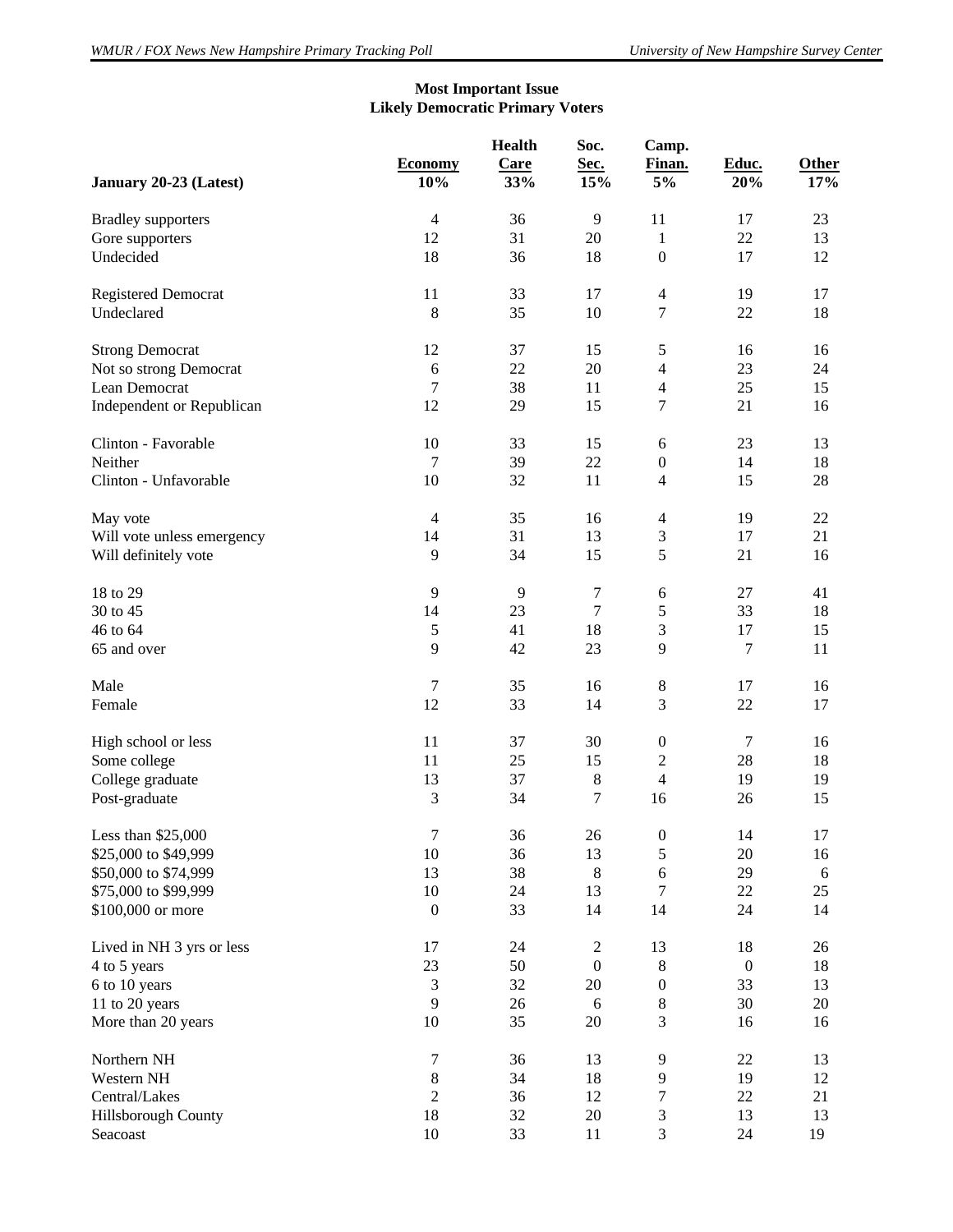## Most Important Issue
## Likely Democratic Primary Voters

| January 20-23 (Latest) | Economy 10% | Health Care 33% | Soc. Sec. 15% | Camp. Finan. 5% | Educ. 20% | Other 17% |
|---|---|---|---|---|---|---|
| Bradley supporters | 4 | 36 | 9 | 11 | 17 | 23 |
| Gore supporters | 12 | 31 | 20 | 1 | 22 | 13 |
| Undecided | 18 | 36 | 18 | 0 | 17 | 12 |
| | | | | | | |
| Registered Democrat | 11 | 33 | 17 | 4 | 19 | 17 |
| Undeclared | 8 | 35 | 10 | 7 | 22 | 18 |
| | | | | | | |
| Strong Democrat | 12 | 37 | 15 | 5 | 16 | 16 |
| Not so strong Democrat | 6 | 22 | 20 | 4 | 23 | 24 |
| Lean Democrat | 7 | 38 | 11 | 4 | 25 | 15 |
| Independent or Republican | 12 | 29 | 15 | 7 | 21 | 16 |
| | | | | | | |
| Clinton - Favorable | 10 | 33 | 15 | 6 | 23 | 13 |
| Neither | 7 | 39 | 22 | 0 | 14 | 18 |
| Clinton - Unfavorable | 10 | 32 | 11 | 4 | 15 | 28 |
| | | | | | | |
| May vote | 4 | 35 | 16 | 4 | 19 | 22 |
| Will vote unless emergency | 14 | 31 | 13 | 3 | 17 | 21 |
| Will definitely vote | 9 | 34 | 15 | 5 | 21 | 16 |
| | | | | | | |
| 18 to 29 | 9 | 9 | 7 | 6 | 27 | 41 |
| 30 to 45 | 14 | 23 | 7 | 5 | 33 | 18 |
| 46 to 64 | 5 | 41 | 18 | 3 | 17 | 15 |
| 65 and over | 9 | 42 | 23 | 9 | 7 | 11 |
| | | | | | | |
| Male | 7 | 35 | 16 | 8 | 17 | 16 |
| Female | 12 | 33 | 14 | 3 | 22 | 17 |
| | | | | | | |
| High school or less | 11 | 37 | 30 | 0 | 7 | 16 |
| Some college | 11 | 25 | 15 | 2 | 28 | 18 |
| College graduate | 13 | 37 | 8 | 4 | 19 | 19 |
| Post-graduate | 3 | 34 | 7 | 16 | 26 | 15 |
| | | | | | | |
| Less than $25,000 | 7 | 36 | 26 | 0 | 14 | 17 |
| $25,000 to $49,999 | 10 | 36 | 13 | 5 | 20 | 16 |
| $50,000 to $74,999 | 13 | 38 | 8 | 6 | 29 | 6 |
| $75,000 to $99,999 | 10 | 24 | 13 | 7 | 22 | 25 |
| $100,000 or more | 0 | 33 | 14 | 14 | 24 | 14 |
| | | | | | | |
| Lived in NH 3 yrs or less | 17 | 24 | 2 | 13 | 18 | 26 |
| 4 to 5 years | 23 | 50 | 0 | 8 | 0 | 18 |
| 6 to 10 years | 3 | 32 | 20 | 0 | 33 | 13 |
| 11 to 20 years | 9 | 26 | 6 | 8 | 30 | 20 |
| More than 20 years | 10 | 35 | 20 | 3 | 16 | 16 |
| | | | | | | |
| Northern NH | 7 | 36 | 13 | 9 | 22 | 13 |
| Western NH | 8 | 34 | 18 | 9 | 19 | 12 |
| Central/Lakes | 2 | 36 | 12 | 7 | 22 | 21 |
| Hillsborough County | 18 | 32 | 20 | 3 | 13 | 13 |
| Seacoast | 10 | 33 | 11 | 3 | 24 | 19 |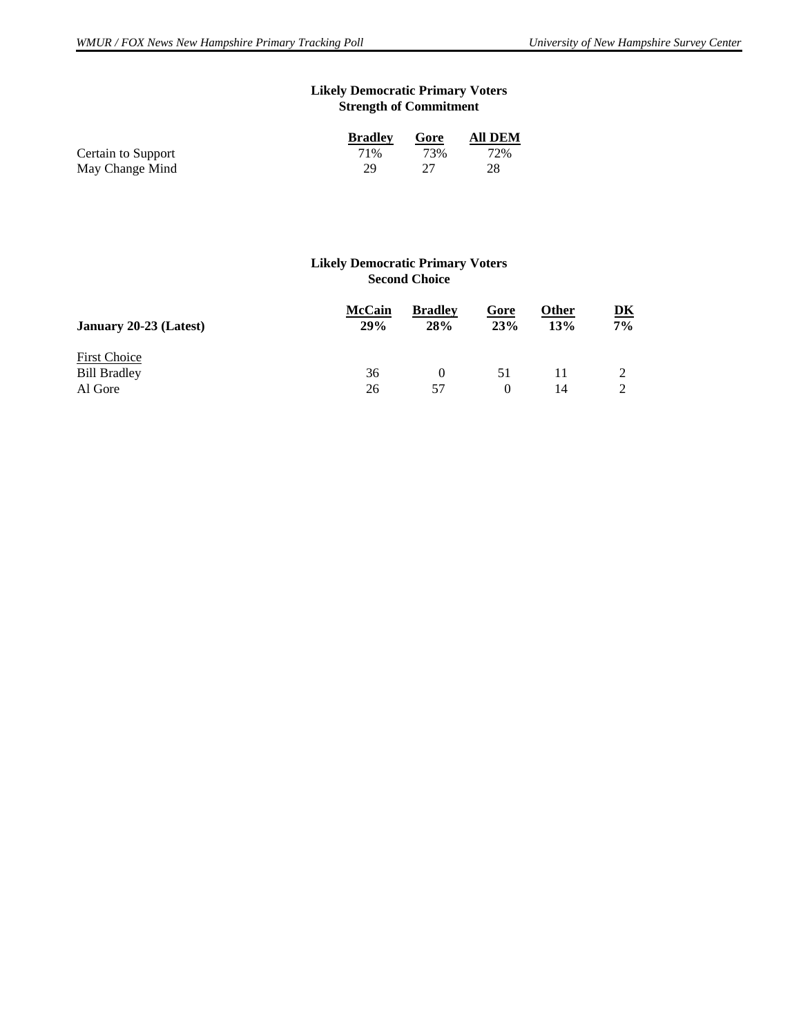**Likely Democratic Primary Voters**
**Strength of Commitment**

| | Bradley | Gore | All DEM |
|---|---|---|---|
| Certain to Support | 71% | 73% | 72% |
| May Change Mind | 29 | 27 | 28 |

**Likely Democratic Primary Voters**
**Second Choice**

| | McCain | Bradley | Gore | Other | DK |
|---|---|---|---|---|---|
| **January 20-23 (Latest)** | **29%** | **28%** | **23%** | **13%** | **7%** |
| First Choice | | | | | |
| Bill Bradley | 36 | 0 | 51 | 11 | 2 |
| Al Gore | 26 | 57 | 0 | 14 | 2 |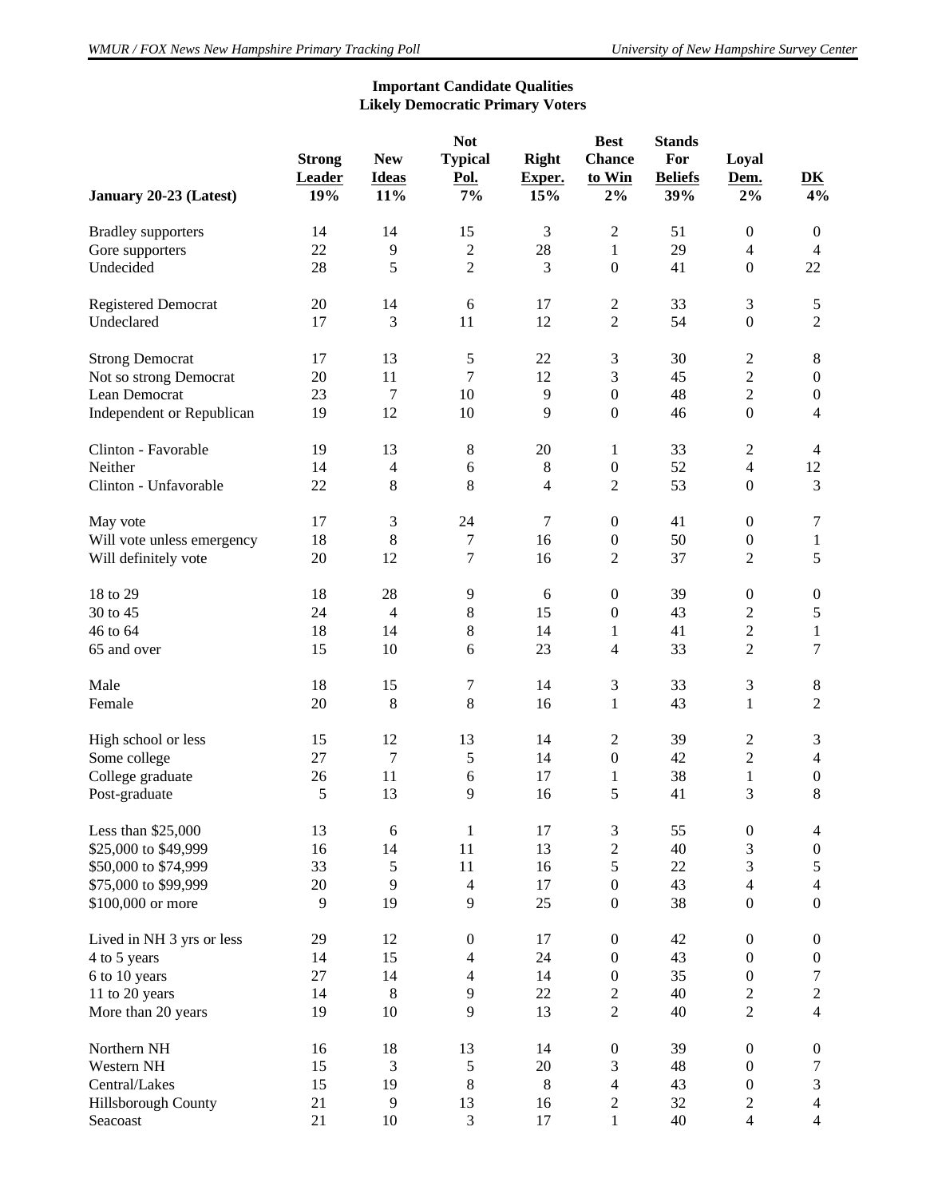**Important Candidate Qualities**
**Likely Democratic Primary Voters**

| January 20-23 (Latest) | Strong Leader 19% | New Ideas 11% | Not Typical Pol. 7% | Right Exper. 15% | Best Chance to Win 2% | Stands For Beliefs 39% | Loyal Dem. 2% | DK 4% |
|---|---|---|---|---|---|---|---|---|
| Bradley supporters | 14 | 14 | 15 | 3 | 2 | 51 | 0 | 0 |
| Gore supporters | 22 | 9 | 2 | 28 | 1 | 29 | 4 | 4 |
| Undecided | 28 | 5 | 2 | 3 | 0 | 41 | 0 | 22 |
| Registered Democrat | 20 | 14 | 6 | 17 | 2 | 33 | 3 | 5 |
| Undeclared | 17 | 3 | 11 | 12 | 2 | 54 | 0 | 2 |
| Strong Democrat | 17 | 13 | 5 | 22 | 3 | 30 | 2 | 8 |
| Not so strong Democrat | 20 | 11 | 7 | 12 | 3 | 45 | 2 | 0 |
| Lean Democrat | 23 | 7 | 10 | 9 | 0 | 48 | 2 | 0 |
| Independent or Republican | 19 | 12 | 10 | 9 | 0 | 46 | 0 | 4 |
| Clinton - Favorable | 19 | 13 | 8 | 20 | 1 | 33 | 2 | 4 |
| Neither | 14 | 4 | 6 | 8 | 0 | 52 | 4 | 12 |
| Clinton - Unfavorable | 22 | 8 | 8 | 4 | 2 | 53 | 0 | 3 |
| May vote | 17 | 3 | 24 | 7 | 0 | 41 | 0 | 7 |
| Will vote unless emergency | 18 | 8 | 7 | 16 | 0 | 50 | 0 | 1 |
| Will definitely vote | 20 | 12 | 7 | 16 | 2 | 37 | 2 | 5 |
| 18 to 29 | 18 | 28 | 9 | 6 | 0 | 39 | 0 | 0 |
| 30 to 45 | 24 | 4 | 8 | 15 | 0 | 43 | 2 | 5 |
| 46 to 64 | 18 | 14 | 8 | 14 | 1 | 41 | 2 | 1 |
| 65 and over | 15 | 10 | 6 | 23 | 4 | 33 | 2 | 7 |
| Male | 18 | 15 | 7 | 14 | 3 | 33 | 3 | 8 |
| Female | 20 | 8 | 8 | 16 | 1 | 43 | 1 | 2 |
| High school or less | 15 | 12 | 13 | 14 | 2 | 39 | 2 | 3 |
| Some college | 27 | 7 | 5 | 14 | 0 | 42 | 2 | 4 |
| College graduate | 26 | 11 | 6 | 17 | 1 | 38 | 1 | 0 |
| Post-graduate | 5 | 13 | 9 | 16 | 5 | 41 | 3 | 8 |
| Less than $25,000 | 13 | 6 | 1 | 17 | 3 | 55 | 0 | 4 |
| $25,000 to $49,999 | 16 | 14 | 11 | 13 | 2 | 40 | 3 | 0 |
| $50,000 to $74,999 | 33 | 5 | 11 | 16 | 5 | 22 | 3 | 5 |
| $75,000 to $99,999 | 20 | 9 | 4 | 17 | 0 | 43 | 4 | 4 |
| $100,000 or more | 9 | 19 | 9 | 25 | 0 | 38 | 0 | 0 |
| Lived in NH 3 yrs or less | 29 | 12 | 0 | 17 | 0 | 42 | 0 | 0 |
| 4 to 5 years | 14 | 15 | 4 | 24 | 0 | 43 | 0 | 0 |
| 6 to 10 years | 27 | 14 | 4 | 14 | 0 | 35 | 0 | 7 |
| 11 to 20 years | 14 | 8 | 9 | 22 | 2 | 40 | 2 | 2 |
| More than 20 years | 19 | 10 | 9 | 13 | 2 | 40 | 2 | 4 |
| Northern NH | 16 | 18 | 13 | 14 | 0 | 39 | 0 | 0 |
| Western NH | 15 | 3 | 5 | 20 | 3 | 48 | 0 | 7 |
| Central/Lakes | 15 | 19 | 8 | 8 | 4 | 43 | 0 | 3 |
| Hillsborough County | 21 | 9 | 13 | 16 | 2 | 32 | 2 | 4 |
| Seacoast | 21 | 10 | 3 | 17 | 1 | 40 | 4 | 4 |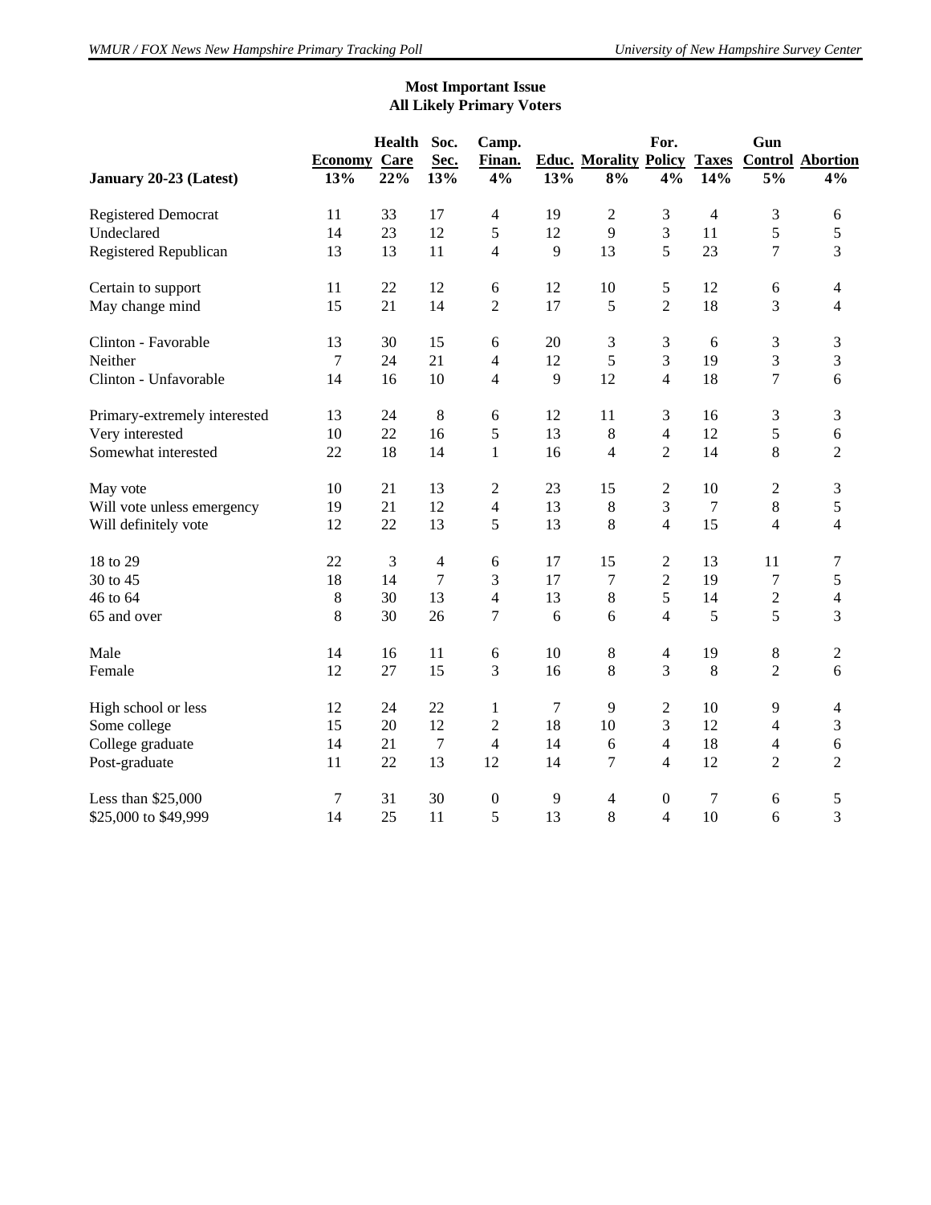## Most Important Issue
## All Likely Primary Voters

| January 20-23 (Latest) | Economy 13% | Health Care 22% | Soc. Sec. 13% | Camp. Finan. 4% | Educ. 13% | Morality 8% | For. Policy 4% | Taxes 14% | Gun Control 5% | Abortion 4% |
|---|---|---|---|---|---|---|---|---|---|---|
| Registered Democrat | 11 | 33 | 17 | 4 | 19 | 2 | 3 | 4 | 3 | 6 |
| Undeclared | 14 | 23 | 12 | 5 | 12 | 9 | 3 | 11 | 5 | 5 |
| Registered Republican | 13 | 13 | 11 | 4 | 9 | 13 | 5 | 23 | 7 | 3 |
| Certain to support | 11 | 22 | 12 | 6 | 12 | 10 | 5 | 12 | 6 | 4 |
| May change mind | 15 | 21 | 14 | 2 | 17 | 5 | 2 | 18 | 3 | 4 |
| Clinton - Favorable | 13 | 30 | 15 | 6 | 20 | 3 | 3 | 6 | 3 | 3 |
| Neither | 7 | 24 | 21 | 4 | 12 | 5 | 3 | 19 | 3 | 3 |
| Clinton - Unfavorable | 14 | 16 | 10 | 4 | 9 | 12 | 4 | 18 | 7 | 6 |
| Primary-extremely interested | 13 | 24 | 8 | 6 | 12 | 11 | 3 | 16 | 3 | 3 |
| Very interested | 10 | 22 | 16 | 5 | 13 | 8 | 4 | 12 | 5 | 6 |
| Somewhat interested | 22 | 18 | 14 | 1 | 16 | 4 | 2 | 14 | 8 | 2 |
| May vote | 10 | 21 | 13 | 2 | 23 | 15 | 2 | 10 | 2 | 3 |
| Will vote unless emergency | 19 | 21 | 12 | 4 | 13 | 8 | 3 | 7 | 8 | 5 |
| Will definitely vote | 12 | 22 | 13 | 5 | 13 | 8 | 4 | 15 | 4 | 4 |
| 18 to 29 | 22 | 3 | 4 | 6 | 17 | 15 | 2 | 13 | 11 | 7 |
| 30 to 45 | 18 | 14 | 7 | 3 | 17 | 7 | 2 | 19 | 7 | 5 |
| 46 to 64 | 8 | 30 | 13 | 4 | 13 | 8 | 5 | 14 | 2 | 4 |
| 65 and over | 8 | 30 | 26 | 7 | 6 | 6 | 4 | 5 | 5 | 3 |
| Male | 14 | 16 | 11 | 6 | 10 | 8 | 4 | 19 | 8 | 2 |
| Female | 12 | 27 | 15 | 3 | 16 | 8 | 3 | 8 | 2 | 6 |
| High school or less | 12 | 24 | 22 | 1 | 7 | 9 | 2 | 10 | 9 | 4 |
| Some college | 15 | 20 | 12 | 2 | 18 | 10 | 3 | 12 | 4 | 3 |
| College graduate | 14 | 21 | 7 | 4 | 14 | 6 | 4 | 18 | 4 | 6 |
| Post-graduate | 11 | 22 | 13 | 12 | 14 | 7 | 4 | 12 | 2 | 2 |
| Less than $25,000 | 7 | 31 | 30 | 0 | 9 | 4 | 0 | 7 | 6 | 5 |
| $25,000 to $49,999 | 14 | 25 | 11 | 5 | 13 | 8 | 4 | 10 | 6 | 3 |